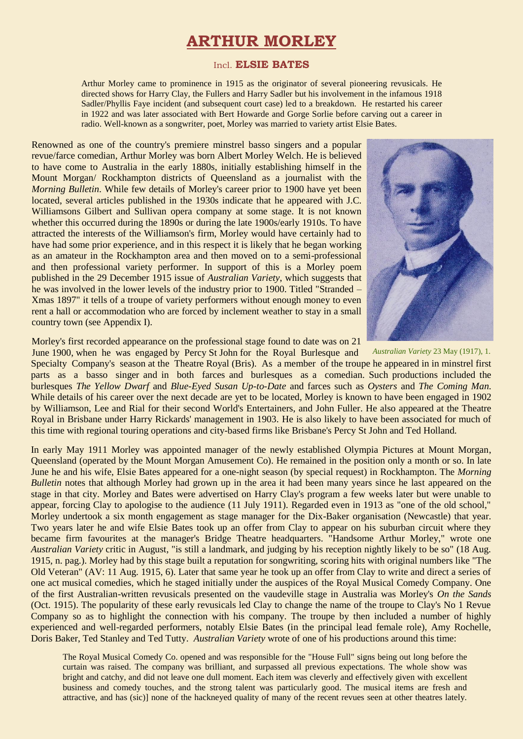# ARTHUR MORLEY

## Incl. ELSIE BATES

Arthur Morley came to prominence in 1915 as the originator of several pioneering revusicals. He directed shows for Harry Clay, the Fullers and Harry Sadler but his involvement in the infamous 1918 Sadler/Phyllis Faye incident (and subsequent court case) led to a breakdown. He restarted his career in 1922 and was later associated with Bert Howarde and Gorge Sorlie before carving out a career in radio. Well-known as a songwriter, poet, Morley was married to variety artist Elsie Bates.

Renowned as one of the country's premiere minstrel basso singers and a popular revue/farce comedian, Arthur Morley was born Albert Morley Welch. He is believed to have come to Australia in the early 1880s, initially establishing himself in the Mount Morgan/ Rockhampton districts of Queensland as a journalist with the *Morning Bulletin*. While few details of Morley's career prior to 1900 have yet been located, several articles published in the 1930s indicate that he appeared with J.C. Williamsons Gilbert and Sullivan opera company at some stage. It is not known whether this occurred during the 1890s or during the late 1900s/early 1910s. To have attracted the interests of the Williamson's firm, Morley would have certainly had to have had some prior experience, and in this respect it is likely that he began working as an amateur in the Rockhampton area and then moved on to a semi-professional and then professional variety performer. In support of this is a Morley poem published in the 29 December 1915 issue of *Australian Variety*, which suggests that he was involved in the lower levels of the industry prior to 1900. Titled "Stranded – Xmas 1897" it tells of a troupe of variety performers without enough money to even rent a hall or accommodation who are forced by inclement weather to stay in a small country town (see Appendix I).

*Australian Variety* 23 May (1917), 1.

Morley's first recorded appearance on the professional stage found to date was on 21 June 1900, when he was engaged by Percy St John for the Royal Burlesque and Specialty Company's season at the Theatre Royal (Bris). As a member of the troupe he appeared in in minstrel first parts as a basso singer and in both farces and burlesques as a comedian. Such productions included the burlesques *The Yellow Dwarf* and *Blue-Eyed Susan Up-to-Date* and farces such as *Oysters* and *The Coming Man.* While details of his career over the next decade are yet to be located, Morley is known to have been engaged in 1902 by Williamson, Lee and Rial for their second World's Entertainers, and John Fuller. He also appeared at the Theatre Royal in Brisbane under Harry Rickards' management in 1903. He is also likely to have been associated for much of this time with regional touring operations and city-based firms like Brisbane's Percy St John and Ted Holland.

In early May 1911 Morley was appointed manager of the newly established Olympia Pictures at Mount Morgan, Queensland (operated by the Mount Morgan Amusement Co). He remained in the position only a month or so. In late June he and his wife, Elsie Bates appeared for a one-night season (by special request) in Rockhampton. The *Morning Bulletin* notes that although Morley had grown up in the area it had been many years since he last appeared on the stage in that city. Morley and Bates were advertised on Harry Clay's program a few weeks later but were unable to appear, forcing Clay to apologise to the audience (11 July 1911). Regarded even in 1913 as "one of the old school," Morley undertook a six month engagement as stage manager for the Dix-Baker organisation (Newcastle) that year. Two years later he and wife Elsie Bates took up an offer from Clay to appear on his suburban circuit where they became firm favourites at the manager's Bridge Theatre headquarters. "Handsome Arthur Morley," wrote one *Australian Variety* critic in August, "is still a landmark, and judging by his reception nightly likely to be so" (18 Aug. 1915, n. pag.). Morley had by this stage built a reputation for songwriting, scoring hits with original numbers like "The Old Veteran" (AV: 11 Aug. 1915, 6). Later that same year he took up an offer from Clay to write and direct a series of one act musical comedies, which he staged initially under the auspices of the Royal Musical Comedy Company. One of the first Australian-written revusicals presented on the vaudeville stage in Australia was Morley's *On the Sands* (Oct. 1915). The popularity of these early revusicals led Clay to change the name of the troupe to Clay's No 1 Revue Company so as to highlight the connection with his company. The troupe by then included a number of highly experienced and well-regarded performers, notably Elsie Bates (in the principal lead female role), Amy Rochelle, Doris Baker, Ted Stanley and Ted Tutty. *Australian Variety* wrote of one of his productions around this time:

> The Royal Musical Comedy Co. opened and was responsible for the "House Full" signs being out long before the curtain was raised. The company was brilliant, and surpassed all previous expectations. The whole show was bright and catchy, and did not leave one dull moment. Each item was cleverly and effectively given with excellent business and comedy touches, and the strong talent was particularly good. The musical items are fresh and attractive, and has (sic)] none of the hackneyed quality of many of the recent revues seen at other theatres lately.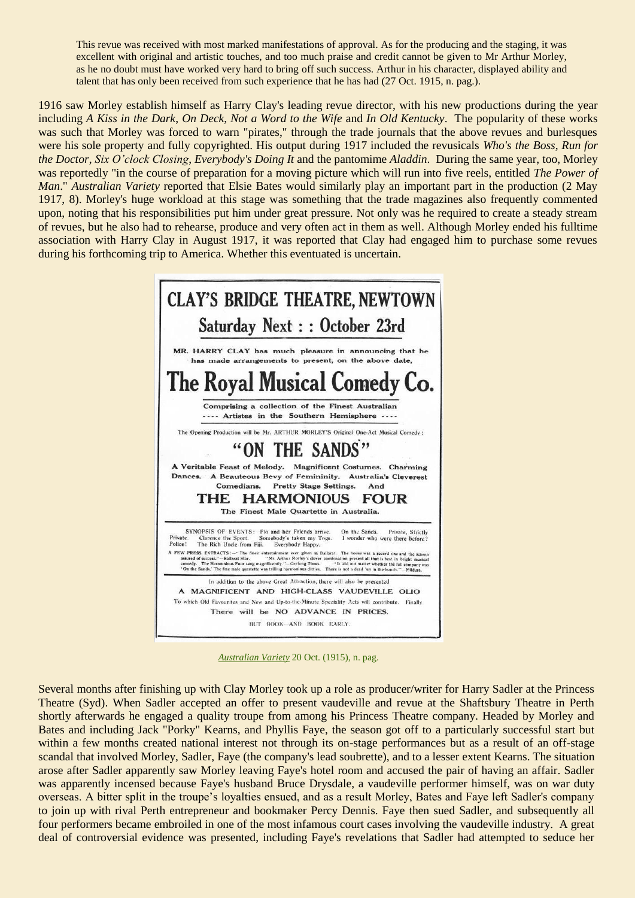> This revue was received with most marked manifestations of approval. As for the producing and the staging, it was excellent with original and artistic touches, and too much praise and credit cannot be given to Mr Arthur Morley, as he no doubt must have worked very hard to bring off such success. Arthur in his character, displayed ability and talent that has only been received from such experience that he has had (27 Oct. 1915, n. pag.).

1916 saw Morley establish himself as Harry Clay's leading revue director, with his new productions during the year including *A Kiss in the Dark*, *On Deck*, *Not a Word to the Wife* and *In Old Kentucky*. The popularity of these works was such that Morley was forced to warn "pirates," through the trade journals that the above revues and burlesques were his sole property and fully copyrighted. His output during 1917 included the revusicals *Who's the Boss*, *Run for the Doctor*, *Six O'clock Closing*, *Everybody's Doing It* and the pantomime *Aladdin*. During the same year, too, Morley was reportedly "in the course of preparation for a moving picture which will run into five reels, entitled *The Power of Man*." *Australian Variety* reported that Elsie Bates would similarly play an important part in the production (2 May 1917, 8). Morley's huge workload at this stage was something that the trade magazines also frequently commented upon, noting that his responsibilities put him under great pressure. Not only was he required to create a steady stream of revues, but he also had to rehearse, produce and very often act in them as well. Although Morley ended his fulltime association with Harry Clay in August 1917, it was reported that Clay had engaged him to purchase some revues during his forthcoming trip to America. Whether this eventuated is uncertain.

**CLAY'S BRIDGE THEATRE, NEWTOWN**

**Saturday Next : : October 23rd**

MR. HARRY CLAY has much pleasure in announcing that he has made arrangements to present, on the above date,

**The Royal Musical Comedy Co.**

Comprising a collection of the Finest Australian ---- Artistes in the Southern Hemisphere ----

The Opening Production will be Mr. ARTHUR MORLEY'S Original One-Act Musical Comedy:

**"ON THE SANDS"**

A Veritable Feast of Melody. Magnificent Costumes. Charming Dances. A Beauteous Bevy of Femininity. Australia's Cleverest Comedians. Pretty Stage Settings. And

**THE HARMONIOUS FOUR**

The Finest Male Quartette in Australia.

SYNOPSIS OF EVENTS:—Flo and her Friends arrive. On the Sands. Private, Strictly Private. Clarence the Sport. Somebody's taken my Togs. I wonder who were there before? Police! The Rich Uncle from Fiji. Everybody Happy.

A FEW PRESS EXTRACTS:—"The finest entertainment ever given in Ballarat. The house was a record one and the season assured of success."—Ballarat Star. "Mr. Arthur Morley's clever combination present all that is best in bright musical comedy. The Harmonious Four sang magnificently."—Geelong Times. "It did not matter whether the full company was 'On the Sands.' The fine male quartette was trilling harmonious ditties. There is not a dead 'un in the bunch."—Mildura.

In addition to the above Great Attraction, there will also be presented

A MAGNIFICENT AND HIGH-CLASS VAUDEVILLE OLIO

To which Old Favourites and New and Up-to-the-Minute Speciality Acts will contribute. Finally

There will be NO ADVANCE IN PRICES.

BUT BOOK—AND BOOK EARLY.

*Australian Variety* 20 Oct. (1915), n. pag.

Several months after finishing up with Clay Morley took up a role as producer/writer for Harry Sadler at the Princess Theatre (Syd). When Sadler accepted an offer to present vaudeville and revue at the Shaftsbury Theatre in Perth shortly afterwards he engaged a quality troupe from among his Princess Theatre company. Headed by Morley and Bates and including Jack "Porky" Kearns, and Phyllis Faye, the season got off to a particularly successful start but within a few months created national interest not through its on-stage performances but as a result of an off-stage scandal that involved Morley, Sadler, Faye (the company's lead soubrette), and to a lesser extent Kearns. The situation arose after Sadler apparently saw Morley leaving Faye's hotel room and accused the pair of having an affair. Sadler was apparently incensed because Faye's husband Bruce Drysdale, a vaudeville performer himself, was on war duty overseas. A bitter split in the troupe's loyalties ensued, and as a result Morley, Bates and Faye left Sadler's company to join up with rival Perth entrepreneur and bookmaker Percy Dennis. Faye then sued Sadler, and subsequently all four performers became embroiled in one of the most infamous court cases involving the vaudeville industry. A great deal of controversial evidence was presented, including Faye's revelations that Sadler had attempted to seduce her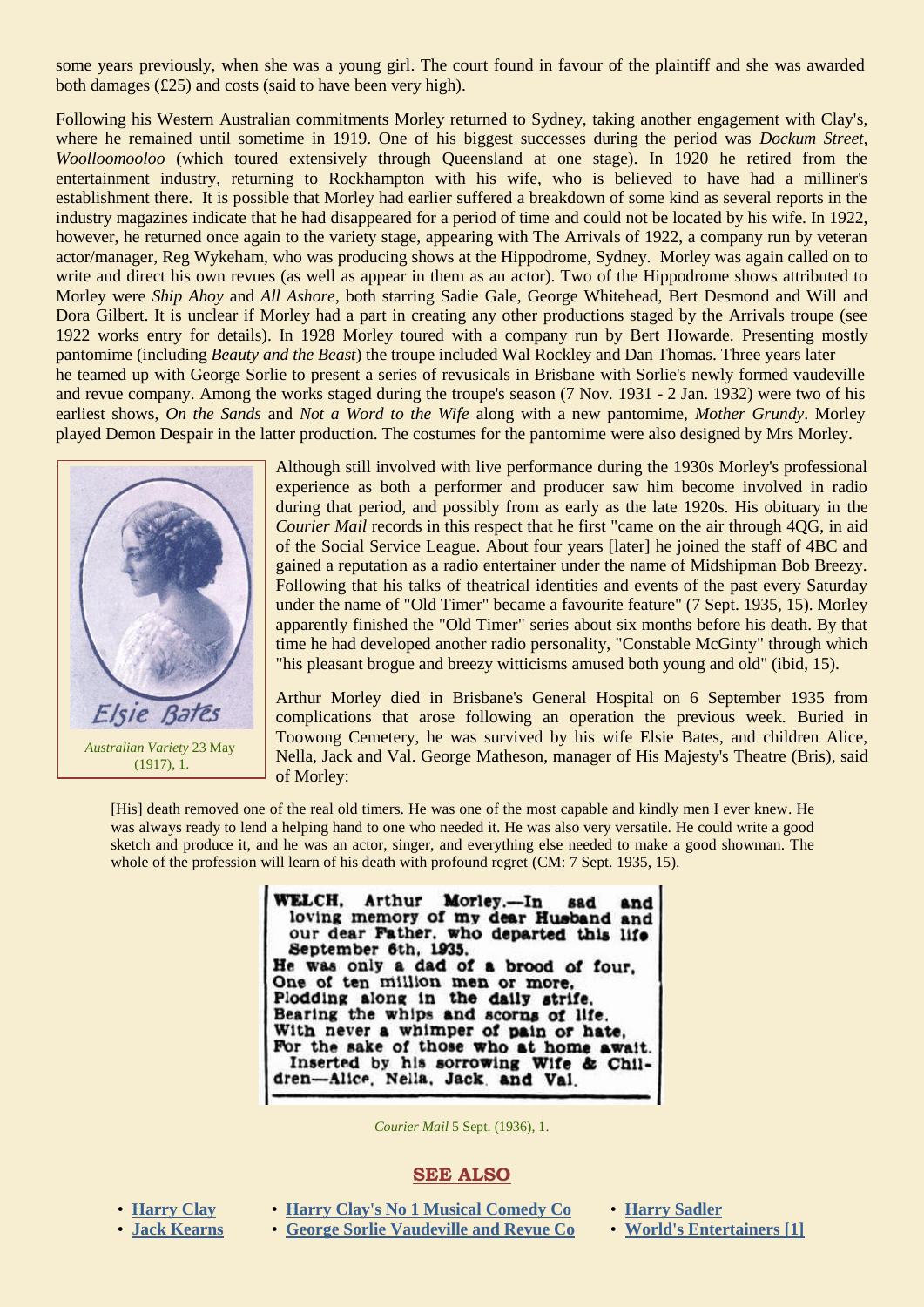some years previously, when she was a young girl. The court found in favour of the plaintiff and she was awarded both damages (£25) and costs (said to have been very high).

Following his Western Australian commitments Morley returned to Sydney, taking another engagement with Clay's, where he remained until sometime in 1919. One of his biggest successes during the period was *Dockum Street, Woolloomooloo* (which toured extensively through Queensland at one stage). In 1920 he retired from the entertainment industry, returning to Rockhampton with his wife, who is believed to have had a milliner's establishment there. It is possible that Morley had earlier suffered a breakdown of some kind as several reports in the industry magazines indicate that he had disappeared for a period of time and could not be located by his wife. In 1922, however, he returned once again to the variety stage, appearing with The Arrivals of 1922, a company run by veteran actor/manager, Reg Wykeham, who was producing shows at the Hippodrome, Sydney. Morley was again called on to write and direct his own revues (as well as appear in them as an actor). Two of the Hippodrome shows attributed to Morley were *Ship Ahoy* and *All Ashore*, both starring Sadie Gale, George Whitehead, Bert Desmond and Will and Dora Gilbert. It is unclear if Morley had a part in creating any other productions staged by the Arrivals troupe (see 1922 works entry for details). In 1928 Morley toured with a company run by Bert Howarde. Presenting mostly pantomime (including *Beauty and the Beast*) the troupe included Wal Rockley and Dan Thomas. Three years later he teamed up with George Sorlie to present a series of revusicals in Brisbane with Sorlie's newly formed vaudeville and revue company. Among the works staged during the troupe's season (7 Nov. 1931 - 2 Jan. 1932) were two of his earliest shows, *On the Sands* and *Not a Word to the Wife* along with a new pantomime, *Mother Grundy*. Morley played Demon Despair in the latter production. The costumes for the pantomime were also designed by Mrs Morley.

Elsie Bates

*Australian Variety* 23 May (1917), 1.

Although still involved with live performance during the 1930s Morley's professional experience as both a performer and producer saw him become involved in radio during that period, and possibly from as early as the late 1920s. His obituary in the *Courier Mail* records in this respect that he first "came on the air through 4QG, in aid of the Social Service League. About four years [later] he joined the staff of 4BC and gained a reputation as a radio entertainer under the name of Midshipman Bob Breezy. Following that his talks of theatrical identities and events of the past every Saturday under the name of "Old Timer" became a favourite feature" (7 Sept. 1935, 15). Morley apparently finished the "Old Timer" series about six months before his death. By that time he had developed another radio personality, "Constable McGinty" through which "his pleasant brogue and breezy witticisms amused both young and old" (ibid, 15).

Arthur Morley died in Brisbane's General Hospital on 6 September 1935 from complications that arose following an operation the previous week. Buried in Toowong Cemetery, he was survived by his wife Elsie Bates, and children Alice, Nella, Jack and Val. George Matheson, manager of His Majesty's Theatre (Bris), said of Morley:

> [His] death removed one of the real old timers. He was one of the most capable and kindly men I ever knew. He was always ready to lend a helping hand to one who needed it. He was also very versatile. He could write a good sketch and produce it, and he was an actor, singer, and everything else needed to make a good showman. The whole of the profession will learn of his death with profound regret (CM: 7 Sept. 1935, 15).

**WELCH, Arthur Morley.**—In sad and loving memory of my dear Husband and our dear Father, who departed this life September 6th, 1935.
He was only a dad of a brood of four,
One of ten million men or more,
Plodding along in the daily strife,
Bearing the whips and scorns of life,
With never a whimper of pain or hate,
For the sake of those who at home await.
Inserted by his sorrowing Wife & Children—Alice, Nella, Jack, and Val.

*Courier Mail* 5 Sept. (1936), 1.

## SEE ALSO

- **Harry Clay**
- **Jack Kearns**
- **Harry Clay's No 1 Musical Comedy Co**
- **George Sorlie Vaudeville and Revue Co**
- **Harry Sadler**
- **World's Entertainers [1]**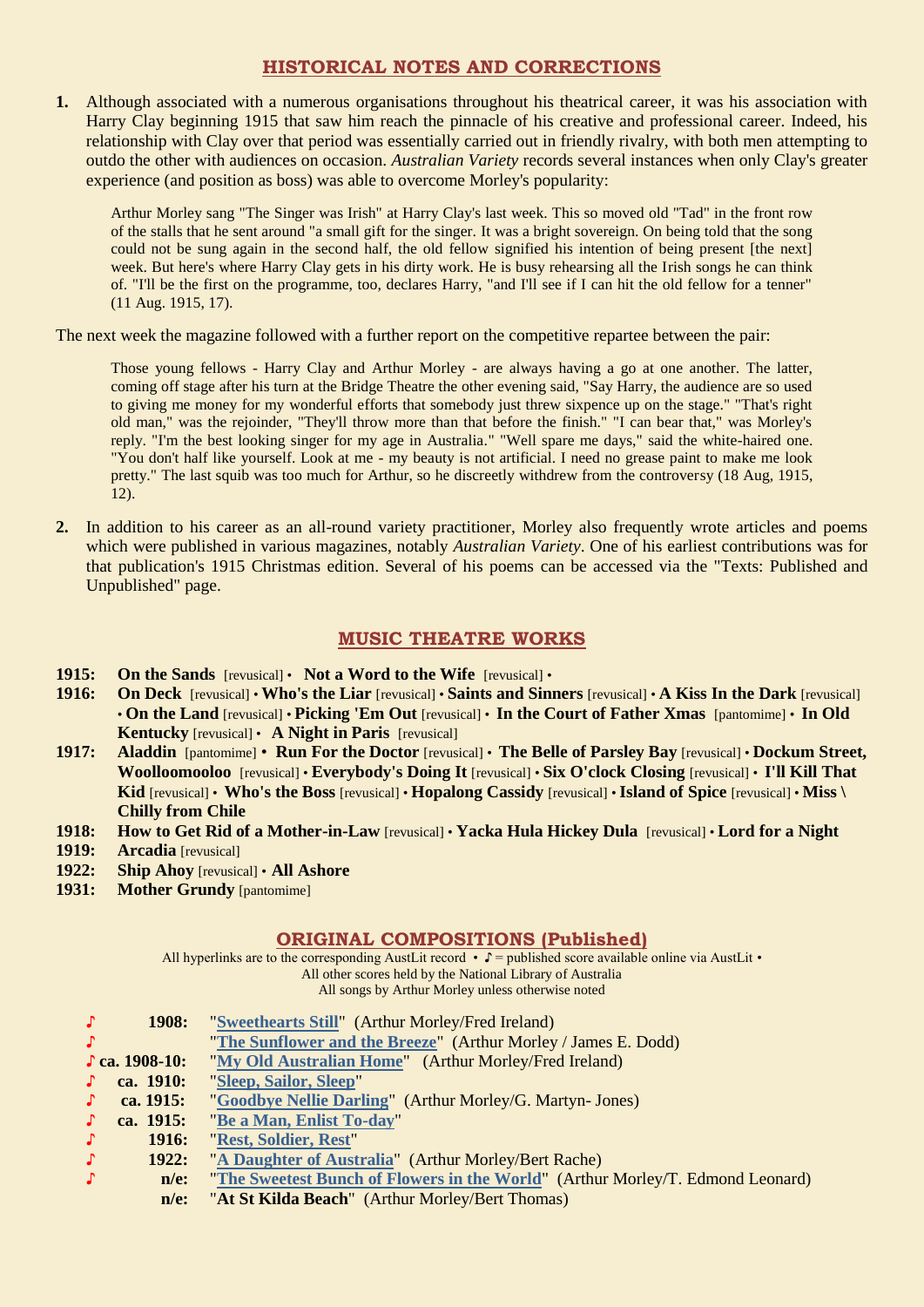## HISTORICAL NOTES AND CORRECTIONS

**1.** Although associated with a numerous organisations throughout his theatrical career, it was his association with Harry Clay beginning 1915 that saw him reach the pinnacle of his creative and professional career. Indeed, his relationship with Clay over that period was essentially carried out in friendly rivalry, with both men attempting to outdo the other with audiences on occasion. *Australian Variety* records several instances when only Clay's greater experience (and position as boss) was able to overcome Morley's popularity:

> Arthur Morley sang "The Singer was Irish" at Harry Clay's last week. This so moved old "Tad" in the front row of the stalls that he sent around "a small gift for the singer. It was a bright sovereign. On being told that the song could not be sung again in the second half, the old fellow signified his intention of being present [the next] week. But here's where Harry Clay gets in his dirty work. He is busy rehearsing all the Irish songs he can think of. "I'll be the first on the programme, too, declares Harry, "and I'll see if I can hit the old fellow for a tenner" (11 Aug. 1915, 17).

The next week the magazine followed with a further report on the competitive repartee between the pair:

> Those young fellows - Harry Clay and Arthur Morley - are always having a go at one another. The latter, coming off stage after his turn at the Bridge Theatre the other evening said, "Say Harry, the audience are so used to giving me money for my wonderful efforts that somebody just threw sixpence up on the stage." "That's right old man," was the rejoinder, "They'll throw more than that before the finish." "I can bear that," was Morley's reply. "I'm the best looking singer for my age in Australia." "Well spare me days," said the white-haired one. "You don't half like yourself. Look at me - my beauty is not artificial. I need no grease paint to make me look pretty." The last squib was too much for Arthur, so he discreetly withdrew from the controversy (18 Aug, 1915, 12).

**2.** In addition to his career as an all-round variety practitioner, Morley also frequently wrote articles and poems which were published in various magazines, notably *Australian Variety*. One of his earliest contributions was for that publication's 1915 Christmas edition. Several of his poems can be accessed via the "Texts: Published and Unpublished" page.

## MUSIC THEATRE WORKS

**1915:** **On the Sands** [revusical] • **Not a Word to the Wife** [revusical] •
**1916:** **On Deck** [revusical] • **Who's the Liar** [revusical] • **Saints and Sinners** [revusical] • **A Kiss In the Dark** [revusical] • **On the Land** [revusical] • **Picking 'Em Out** [revusical] • **In the Court of Father Xmas** [pantomime] • **In Old Kentucky** [revusical] • **A Night in Paris** [revusical]
**1917:** **Aladdin** [pantomime] • **Run For the Doctor** [revusical] • **The Belle of Parsley Bay** [revusical] • **Dockum Street, Woolloomooloo** [revusical] • **Everybody's Doing It** [revusical] • **Six O'clock Closing** [revusical] • **I'll Kill That Kid** [revusical] • **Who's the Boss** [revusical] • **Hopalong Cassidy** [revusical] • **Island of Spice** [revusical] • **Miss \ Chilly from Chile**
**1918:** **How to Get Rid of a Mother-in-Law** [revusical] • **Yacka Hula Hickey Dula** [revusical] • **Lord for a Night**
**1919:** **Arcadia** [revusical]
**1922:** **Ship Ahoy** [revusical] • **All Ashore**
**1931:** **Mother Grundy** [pantomime]

## ORIGINAL COMPOSITIONS (Published)

All hyperlinks are to the corresponding AustLit record • ♪ = published score available online via AustLit •
All other scores held by the National Library of Australia
All songs by Arthur Morley unless otherwise noted

- ♪ **1908:** "**Sweethearts Still**" (Arthur Morley/Fred Ireland)
- ♪ "**The Sunflower and the Breeze**" (Arthur Morley / James E. Dodd)
- ♪ **ca. 1908-10:** "**My Old Australian Home**" (Arthur Morley/Fred Ireland)
- ♪ **ca. 1910:** "**Sleep, Sailor, Sleep**"
- ♪ **ca. 1915:** "**Goodbye Nellie Darling**" (Arthur Morley/G. Martyn- Jones)
- ♪ **ca. 1915:** "**Be a Man, Enlist To-day**"
- ♪ **1916:** "**Rest, Soldier, Rest**"
- ♪ **1922:** "**A Daughter of Australia**" (Arthur Morley/Bert Rache)
- ♪ **n/e:** "**The Sweetest Bunch of Flowers in the World**" (Arthur Morley/T. Edmond Leonard)
- **n/e:** "**At St Kilda Beach**" (Arthur Morley/Bert Thomas)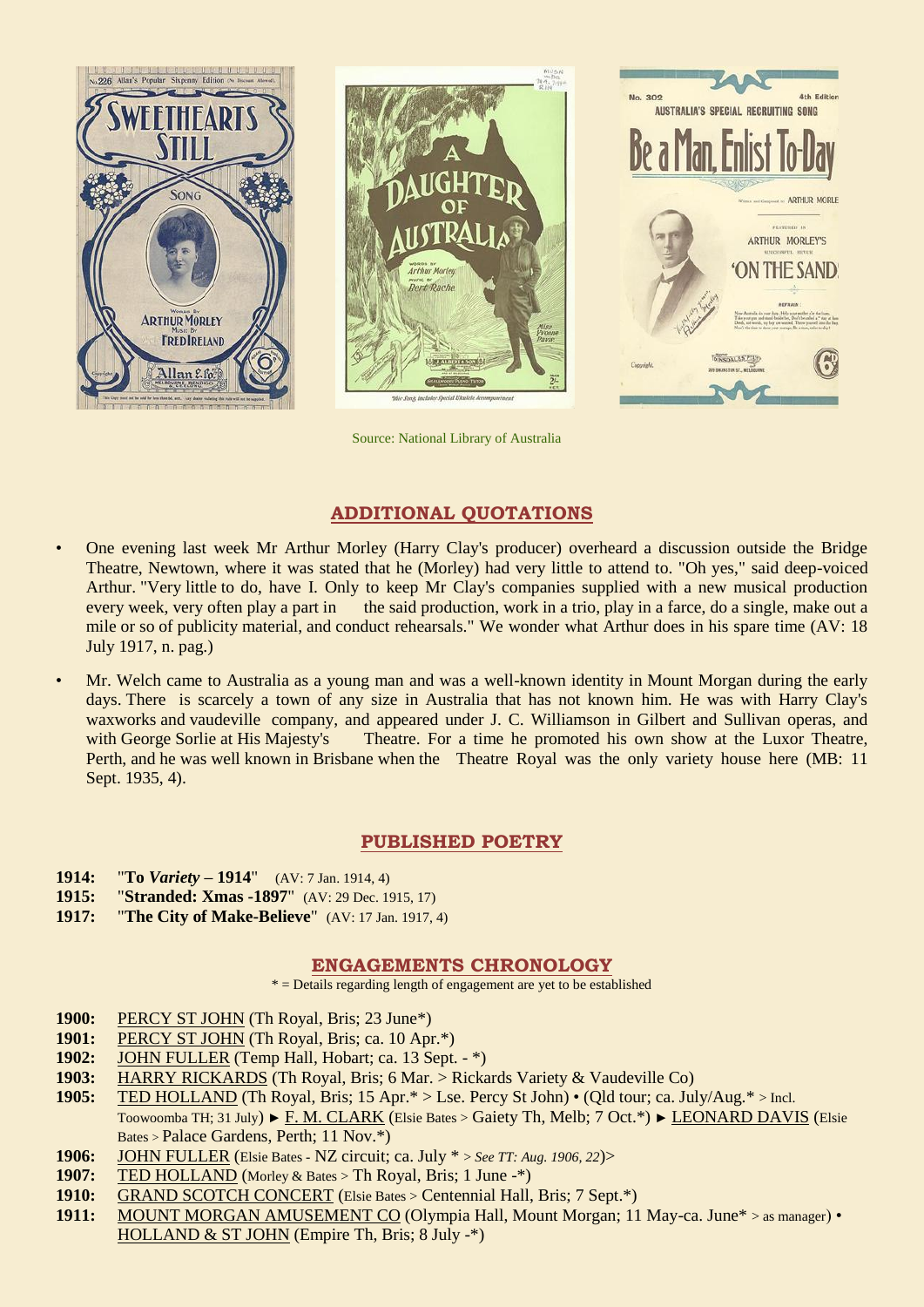Source: National Library of Australia

## ADDITIONAL QUOTATIONS

- One evening last week Mr Arthur Morley (Harry Clay's producer) overheard a discussion outside the Bridge Theatre, Newtown, where it was stated that he (Morley) had very little to attend to. "Oh yes," said deep-voiced Arthur. "Very little to do, have I. Only to keep Mr Clay's companies supplied with a new musical production every week, very often play a part in the said production, work in a trio, play in a farce, do a single, make out a mile or so of publicity material, and conduct rehearsals." We wonder what Arthur does in his spare time (AV: 18 July 1917, n. pag.)

- Mr. Welch came to Australia as a young man and was a well-known identity in Mount Morgan during the early days. There is scarcely a town of any size in Australia that has not known him. He was with Harry Clay's waxworks and vaudeville company, and appeared under J. C. Williamson in Gilbert and Sullivan operas, and with George Sorlie at His Majesty's Theatre. For a time he promoted his own show at the Luxor Theatre, Perth, and he was well known in Brisbane when the Theatre Royal was the only variety house here (MB: 11 Sept. 1935, 4).

## PUBLISHED POETRY

**1914:** "**To *Variety* – 1914**" (AV: 7 Jan. 1914, 4)
**1915:** "**Stranded: Xmas -1897**" (AV: 29 Dec. 1915, 17)
**1917:** "**The City of Make-Believe**" (AV: 17 Jan. 1917, 4)

## ENGAGEMENTS CHRONOLOGY

* = Details regarding length of engagement are yet to be established

**1900:** PERCY ST JOHN (Th Royal, Bris; 23 June*)
**1901:** PERCY ST JOHN (Th Royal, Bris; ca. 10 Apr.*)
**1902:** JOHN FULLER (Temp Hall, Hobart; ca. 13 Sept. - *)
**1903:** HARRY RICKARDS (Th Royal, Bris; 6 Mar. > Rickards Variety & Vaudeville Co)
**1905:** TED HOLLAND (Th Royal, Bris; 15 Apr.* > Lse. Percy St John) • (Qld tour; ca. July/Aug.* > Incl. Toowoomba TH; 31 July) ► F. M. CLARK (Elsie Bates > Gaiety Th, Melb; 7 Oct.*) ► LEONARD DAVIS (Elsie Bates > Palace Gardens, Perth; 11 Nov.*)
**1906:** JOHN FULLER (Elsie Bates - NZ circuit; ca. July * > *See TT: Aug. 1906, 22*)>
**1907:** TED HOLLAND (Morley & Bates > Th Royal, Bris; 1 June -*)
**1910:** GRAND SCOTCH CONCERT (Elsie Bates > Centennial Hall, Bris; 7 Sept.*)
**1911:** MOUNT MORGAN AMUSEMENT CO (Olympia Hall, Mount Morgan; 11 May-ca. June* > as manager) • HOLLAND & ST JOHN (Empire Th, Bris; 8 July -*)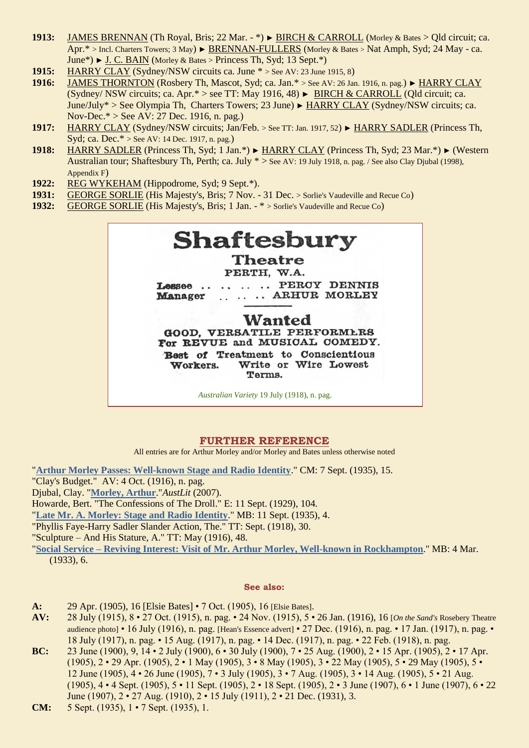**1913:** JAMES BRENNAN (Th Royal, Bris; 22 Mar. - *) ► BIRCH & CARROLL (Morley & Bates > Qld circuit; ca. Apr.* > Incl. Charters Towers; 3 May) ► BRENNAN-FULLERS (Morley & Bates > Nat Amph, Syd; 24 May - ca. June*) ► J. C. BAIN (Morley & Bates > Princess Th, Syd; 13 Sept.*)

**1915:** HARRY CLAY (Sydney/NSW circuits ca. June * > See AV: 23 June 1915, 8)

**1916:** JAMES THORNTON (Rosbery Th, Mascot, Syd; ca. Jan.* > See AV: 26 Jan. 1916, n. pag.) ► HARRY CLAY (Sydney/ NSW circuits; ca. Apr.* > see TT: May 1916, 48) ► BIRCH & CARROLL (Qld circuit; ca. June/July* > See Olympia Th, Charters Towers; 23 June) ► HARRY CLAY (Sydney/NSW circuits; ca. Nov-Dec.* > See AV: 27 Dec. 1916, n. pag.)

**1917:** HARRY CLAY (Sydney/NSW circuits; Jan/Feb. > See TT: Jan. 1917, 52) ► HARRY SADLER (Princess Th, Syd; ca. Dec.* > See AV: 14 Dec. 1917, n. pag.)

**1918:** HARRY SADLER (Princess Th, Syd; 1 Jan.*) ► HARRY CLAY (Princess Th, Syd; 23 Mar.*) ► (Western Australian tour; Shaftesbury Th, Perth; ca. July * > See AV: 19 July 1918, n. pag. / See also Clay Djubal (1998), Appendix F)

**1922:** REG WYKEHAM (Hippodrome, Syd; 9 Sept.*).

**1931:** GEORGE SORLIE (His Majesty's, Bris; 7 Nov. - 31 Dec. > Sorlie's Vaudeville and Recue Co)

**1932:** GEORGE SORLIE (His Majesty's, Bris; 1 Jan. - * > Sorlie's Vaudeville and Recue Co)

Shaftesbury Theatre
PERTH, W.A.
Lessee .. .. .. .. .. PERCY DENNIS
Manager .. .. .. ARHUR MORLEY

Wanted
GOOD, VERSATILE PERFORMERS
For REVUE and MUSICAL COMEDY.
Best of Treatment to Conscientious Workers. Write or Wire Lowest Terms.

*Australian Variety* 19 July (1918), n. pag.

## FURTHER REFERENCE

All entries are for Arthur Morley and/or Morley and Bates unless otherwise noted

"Arthur Morley Passes: Well-known Stage and Radio Identity." CM: 7 Sept. (1935), 15.
"Clay's Budget." AV: 4 Oct. (1916), n. pag.
Djubal, Clay. "Morley, Arthur." *AustLit* (2007).
Howarde, Bert. "The Confessions of The Droll." E: 11 Sept. (1929), 104.
"Late Mr. A. Morley: Stage and Radio Identity." MB: 11 Sept. (1935), 4.
"Phyllis Faye-Harry Sadler Slander Action, The." TT: Sept. (1918), 30.
"Sculpture – And His Stature, A." TT: May (1916), 48.
"Social Service – Reviving Interest: Visit of Mr. Arthur Morley, Well-known in Rockhampton." MB: 4 Mar. (1933), 6.

### See also:

**A:** 29 Apr. (1905), 16 [Elsie Bates] • 7 Oct. (1905), 16 [Elsie Bates].

**AV:** 28 July (1915), 8 • 27 Oct. (1915), n. pag. • 24 Nov. (1915), 5 • 26 Jan. (1916), 16 [*On the Sand's* Rosebery Theatre audience photo] • 16 July (1916), n. pag. [Hean's Essence advert] • 27 Dec. (1916), n. pag. • 17 Jan. (1917), n. pag. • 18 July (1917), n. pag. • 15 Aug. (1917), n. pag. • 14 Dec. (1917), n. pag. • 22 Feb. (1918), n. pag.

**BC:** 23 June (1900), 9, 14 • 2 July (1900), 6 • 30 July (1900), 7 • 25 Aug. (1900), 2 • 15 Apr. (1905), 2 • 17 Apr. (1905), 2 • 29 Apr. (1905), 2 • 1 May (1905), 3 • 8 May (1905), 3 • 22 May (1905), 5 • 29 May (1905), 5 • 12 June (1905), 4 • 26 June (1905), 7 • 3 July (1905), 3 • 7 Aug. (1905), 3 • 14 Aug. (1905), 5 • 21 Aug. (1905), 4 • 4 Sept. (1905), 5 • 11 Sept. (1905), 2 • 18 Sept. (1905), 2 • 3 June (1907), 6 • 1 June (1907), 6 • 22 June (1907), 2 • 27 Aug. (1910), 2 • 15 July (1911), 2 • 21 Dec. (1931), 3.

**CM:** 5 Sept. (1935), 1 • 7 Sept. (1935), 1.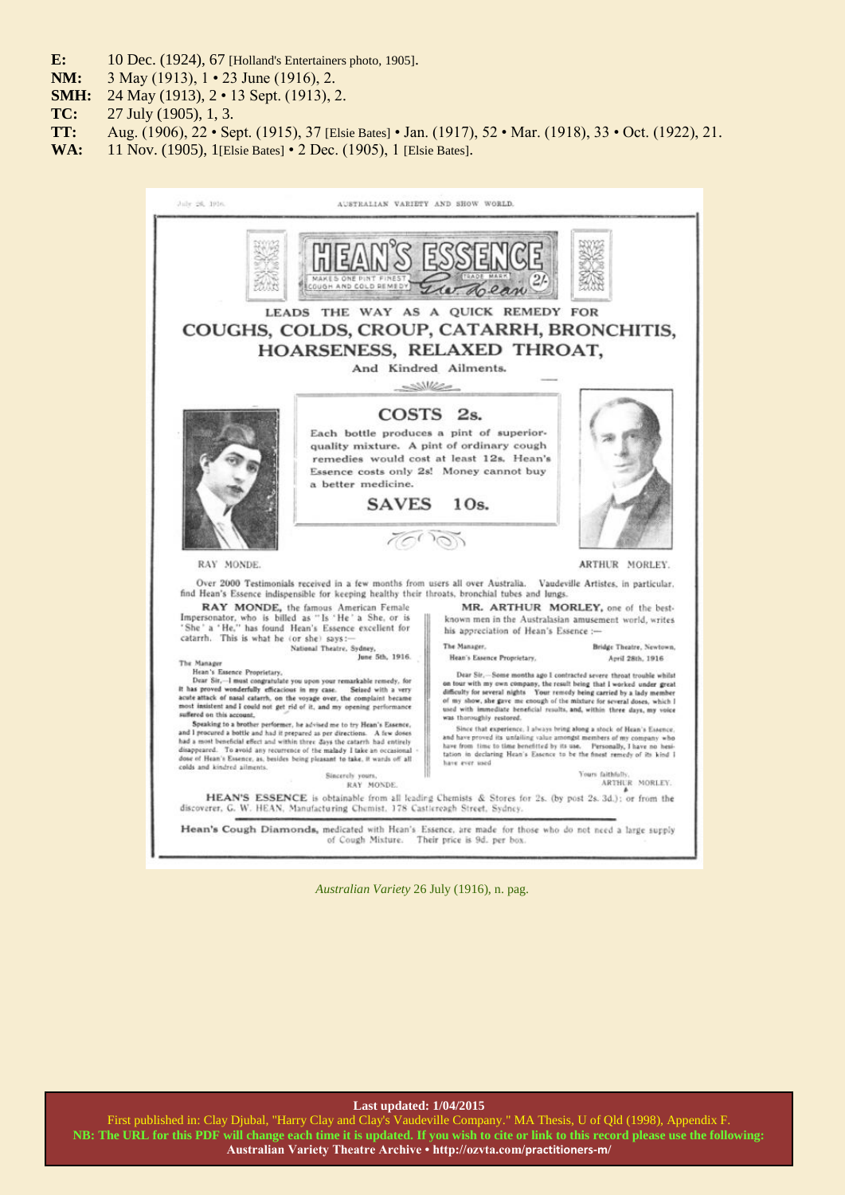**E:** 10 Dec. (1924), 67 [Holland's Entertainers photo, 1905].
**NM:** 3 May (1913), 1 • 23 June (1916), 2.
**SMH:** 24 May (1913), 2 • 13 Sept. (1913), 2.
**TC:** 27 July (1905), 1, 3.
**TT:** Aug. (1906), 22 • Sept. (1915), 37 [Elsie Bates] • Jan. (1917), 52 • Mar. (1918), 33 • Oct. (1922), 21.
**WA:** 11 Nov. (1905), 1[Elsie Bates] • 2 Dec. (1905), 1 [Elsie Bates].

July 26, 1916. AUSTRALIAN VARIETY AND SHOW WORLD.

# HEAN'S ESSENCE

MAKES ONE PINT FINEST COUGH AND COLD REMEDY — TRADE MARK — 2/-

## LEADS THE WAY AS A QUICK REMEDY FOR COUGHS, COLDS, CROUP, CATARRH, BRONCHITIS, HOARSENESS, RELAXED THROAT, And Kindred Ailments.

### COSTS 2s.

Each bottle produces a pint of superior-quality mixture. A pint of ordinary cough remedies would cost at least 12s. Hean's Essence costs only 2s! Money cannot buy a better medicine.

### SAVES 10s.

RAY MONDE.

ARTHUR MORLEY.

Over 2000 Testimonials received in a few months from users all over Australia. Vaudeville Artistes, in particular, find Hean's Essence indispensible for keeping healthy their throats, bronchial tubes and lungs.

**RAY MONDE,** the famous American Female Impersonator, who is billed as "Is 'He' a She, or is 'She' a 'He,'" has found Hean's Essence excellent for catarrh. This is what he (or she) says:—

National Theatre, Sydney,
June 5th, 1916.

The Manager
Hean's Essence Proprietary.

Dear Sir,—I must congratulate you upon your remarkable remedy, for it has proved wonderfully efficacious in my case. Seized with a very acute attack of nasal catarrh, on the voyage over, the complaint became most insistent and I could not get rid of it, and my opening performance suffered on this account.

Speaking to a brother performer, he advised me to try Hean's Essence, and I procured a bottle and had it prepared as per directions. A few doses had a most beneficial effect and within three days the catarrh had entirely disappeared. To avoid any recurrence of the malady I take an occasional dose of Hean's Essence, as, besides being pleasant to take, it wards off all colds and kindred ailments.

Sincerely yours,
RAY MONDE.

**MR. ARTHUR MORLEY,** one of the best-known men in the Australasian amusement world, writes his appreciation of Hean's Essence :—

The Manager,
Hean's Essence Proprietary.

Bridge Theatre, Newtown,
April 28th, 1916

Dear Sir,—Some months ago I contracted severe throat trouble whilst on tour with my own company, the result being that I worked under great difficulty for several nights. Your remedy being carried by a lady member of my show, she gave me enough of the mixture for several doses, which I used with immediate beneficial results, and, within three days, my voice was thoroughly restored.

Since that experience, I always bring along a stock of Hean's Essence, and have proved its unfailing value amongst members of my company who have from time to time benefitted by its use. Personally, I have no hesitation in declaring Hean's Essence to be the finest remedy of its kind I have ever used

Yours faithfully,
ARTHUR MORLEY.

**HEAN'S ESSENCE** is obtainable from all leading Chemists & Stores for 2s. (by post 2s. 3d.); or from the discoverer, G. W. HEAN, Manufacturing Chemist, 178 Castlereagh Street, Sydney.

**Hean's Cough Diamonds,** medicated with Hean's Essence, are made for those who do not need a large supply of Cough Mixture. Their price is 9d. per box.

*Australian Variety* 26 July (1916), n. pag.

**Last updated: 1/04/2015**
First published in: Clay Djubal, "Harry Clay and Clay's Vaudeville Company." MA Thesis, U of Qld (1998), Appendix F.
**NB: The URL for this PDF will change each time it is updated. If you wish to cite or link to this record please use the following:**
**Australian Variety Theatre Archive • http://ozvta.com/practitioners-m/**